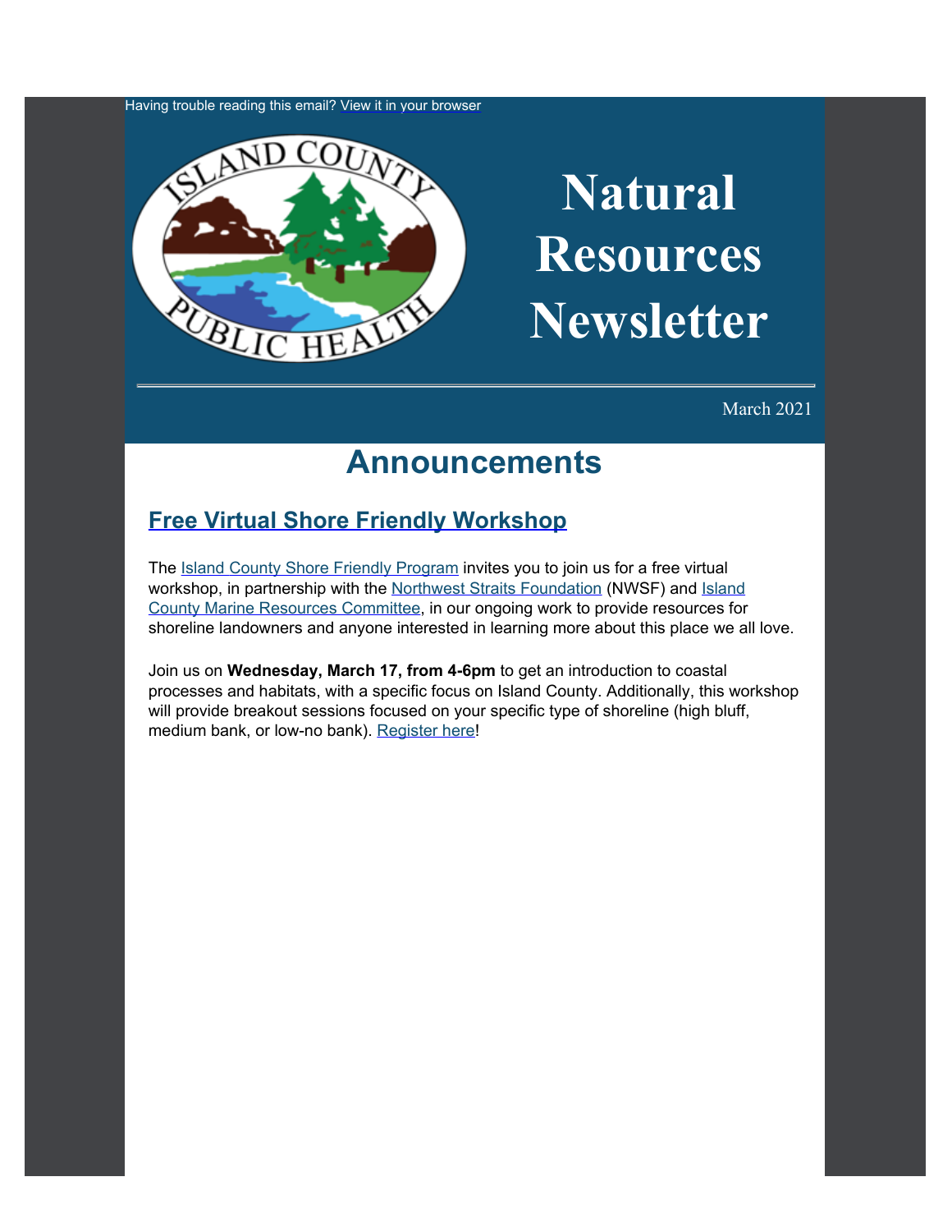Having trouble reading this email? View it in your browser

# Natural Resources Newsletter

March 2021

## Announcements

### Free Virtual Shore Friendly Workshop

The Island County Shore Friendly Program invites you to join us for a free virtual workshop, in partnership with the Northwest Straits Foundation (NWSF) and Island County Marine Resources Committee, in our ongoing work to provide resources for shoreline landowners and anyone interested in learning more about this place we all love.

Join us on **Wednesday, March 17, from 4-6pm** to get an introduction to coastal processes and habitats, with a specific focus on Island County. Additionally, this workshop will provide breakout sessions focused on your specific type of shoreline (high bluff, medium bank, or low-no bank). Register here!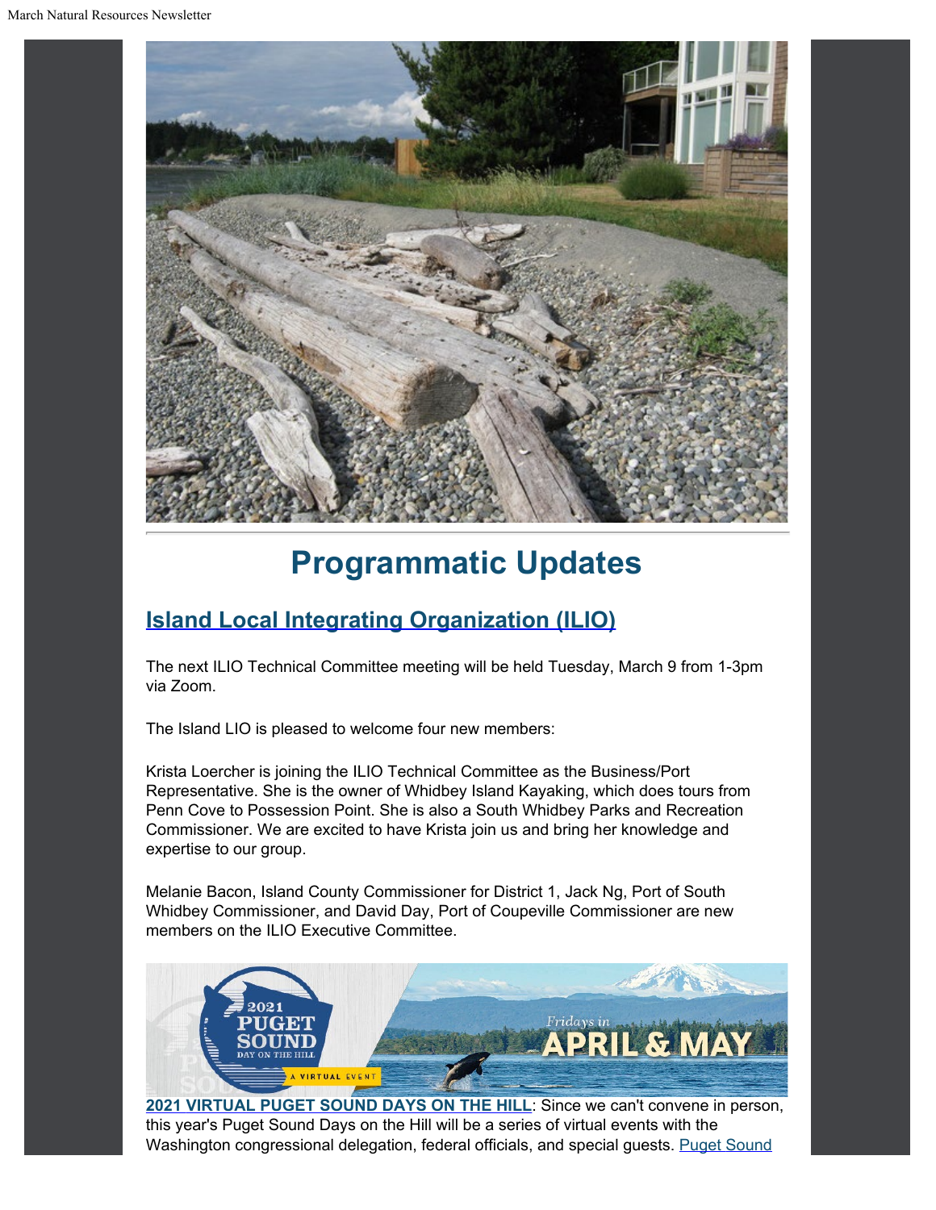# Programmatic Updates

## Island Local Integrating Organization (ILIO)

The next ILIO Technical Committee meeting will be held Tuesday, March 9 from 1-3pm via Zoom.

The Island LIO is pleased to welcome four new members:

Krista Loercher is joining the ILIO Technical Committee as the Business/Port Representative. She is the owner of Whidbey Island Kayaking, which does tours from Penn Cove to Possession Point. She is also a South Whidbey Parks and Recreation Commissioner. We are excited to have Krista join us and bring her knowledge and expertise to our group.

Melanie Bacon, Island County Commissioner for District 1, Jack Ng, Port of South Whidbey Commissioner, and David Day, Port of Coupeville Commissioner are new members on the ILIO Executive Committee.

**2021 VIRTUAL PUGET SOUND DAYS ON THE HILL**: Since we can't convene in person, this year's Puget Sound Days on the Hill will be a series of virtual events with the Washington congressional delegation, federal officials, and special guests. Puget Sound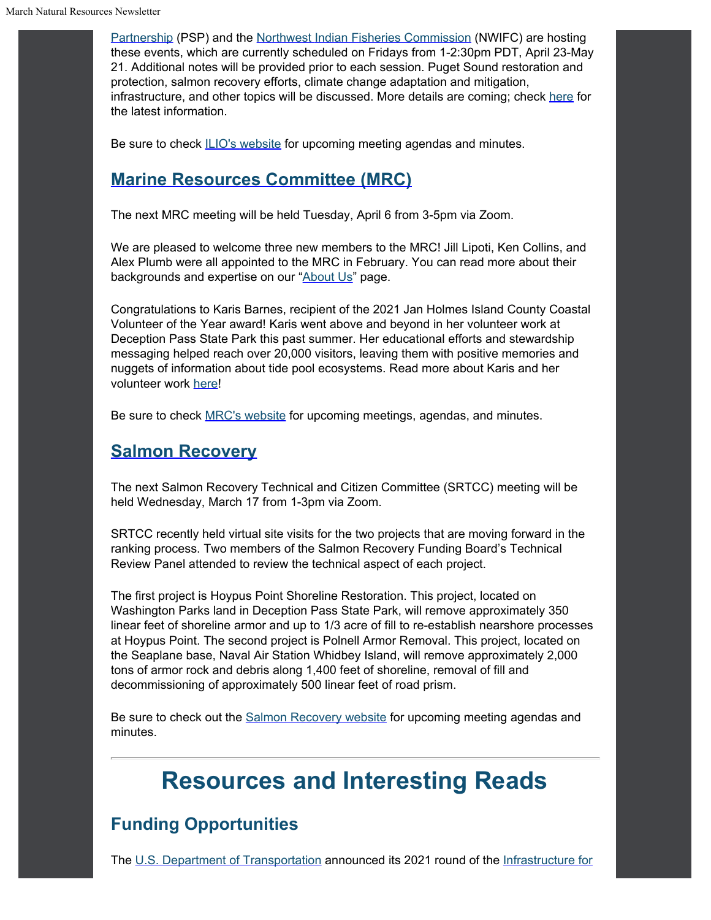Partnership (PSP) and the Northwest Indian Fisheries Commission (NWIFC) are hosting these events, which are currently scheduled on Fridays from 1-2:30pm PDT, April 23-May 21. Additional notes will be provided prior to each session. Puget Sound restoration and protection, salmon recovery efforts, climate change adaptation and mitigation, infrastructure, and other topics will be discussed. More details are coming; check here for the latest information.

Be sure to check ILIO's website for upcoming meeting agendas and minutes.

## Marine Resources Committee (MRC)

The next MRC meeting will be held Tuesday, April 6 from 3-5pm via Zoom.

We are pleased to welcome three new members to the MRC! Jill Lipoti, Ken Collins, and Alex Plumb were all appointed to the MRC in February. You can read more about their backgrounds and expertise on our "About Us" page.

Congratulations to Karis Barnes, recipient of the 2021 Jan Holmes Island County Coastal Volunteer of the Year award! Karis went above and beyond in her volunteer work at Deception Pass State Park this past summer. Her educational efforts and stewardship messaging helped reach over 20,000 visitors, leaving them with positive memories and nuggets of information about tide pool ecosystems. Read more about Karis and her volunteer work here!

Be sure to check MRC's website for upcoming meetings, agendas, and minutes.

## Salmon Recovery

The next Salmon Recovery Technical and Citizen Committee (SRTCC) meeting will be held Wednesday, March 17 from 1-3pm via Zoom.

SRTCC recently held virtual site visits for the two projects that are moving forward in the ranking process. Two members of the Salmon Recovery Funding Board's Technical Review Panel attended to review the technical aspect of each project.

The first project is Hoypus Point Shoreline Restoration. This project, located on Washington Parks land in Deception Pass State Park, will remove approximately 350 linear feet of shoreline armor and up to 1/3 acre of fill to re-establish nearshore processes at Hoypus Point. The second project is Polnell Armor Removal. This project, located on the Seaplane base, Naval Air Station Whidbey Island, will remove approximately 2,000 tons of armor rock and debris along 1,400 feet of shoreline, removal of fill and decommissioning of approximately 500 linear feet of road prism.

Be sure to check out the Salmon Recovery website for upcoming meeting agendas and minutes.

---

# Resources and Interesting Reads

## Funding Opportunities

The U.S. Department of Transportation announced its 2021 round of the Infrastructure for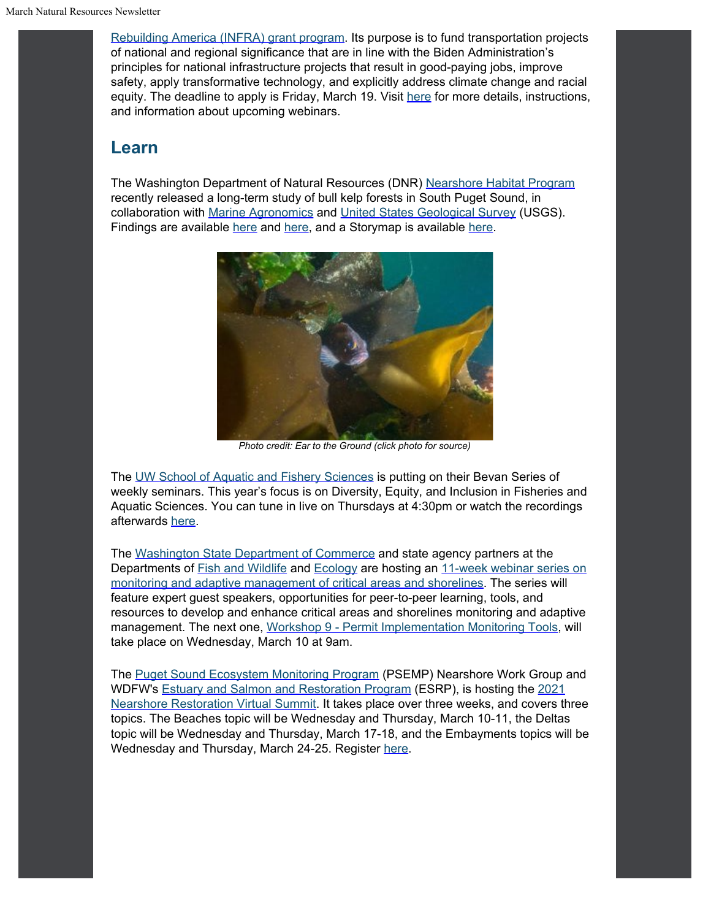Rebuilding America (INFRA) grant program. Its purpose is to fund transportation projects of national and regional significance that are in line with the Biden Administration's principles for national infrastructure projects that result in good-paying jobs, improve safety, apply transformative technology, and explicitly address climate change and racial equity. The deadline to apply is Friday, March 19. Visit here for more details, instructions, and information about upcoming webinars.

## Learn

The Washington Department of Natural Resources (DNR) Nearshore Habitat Program recently released a long-term study of bull kelp forests in South Puget Sound, in collaboration with Marine Agronomics and United States Geological Survey (USGS). Findings are available here and here, and a Storymap is available here.

*Photo credit: Ear to the Ground (click photo for source)*

The UW School of Aquatic and Fishery Sciences is putting on their Bevan Series of weekly seminars. This year's focus is on Diversity, Equity, and Inclusion in Fisheries and Aquatic Sciences. You can tune in live on Thursdays at 4:30pm or watch the recordings afterwards here.

The Washington State Department of Commerce and state agency partners at the Departments of Fish and Wildlife and Ecology are hosting an 11-week webinar series on monitoring and adaptive management of critical areas and shorelines. The series will feature expert guest speakers, opportunities for peer-to-peer learning, tools, and resources to develop and enhance critical areas and shorelines monitoring and adaptive management. The next one, Workshop 9 - Permit Implementation Monitoring Tools, will take place on Wednesday, March 10 at 9am.

The Puget Sound Ecosystem Monitoring Program (PSEMP) Nearshore Work Group and WDFW's Estuary and Salmon and Restoration Program (ESRP), is hosting the 2021 Nearshore Restoration Virtual Summit. It takes place over three weeks, and covers three topics. The Beaches topic will be Wednesday and Thursday, March 10-11, the Deltas topic will be Wednesday and Thursday, March 17-18, and the Embayments topics will be Wednesday and Thursday, March 24-25. Register here.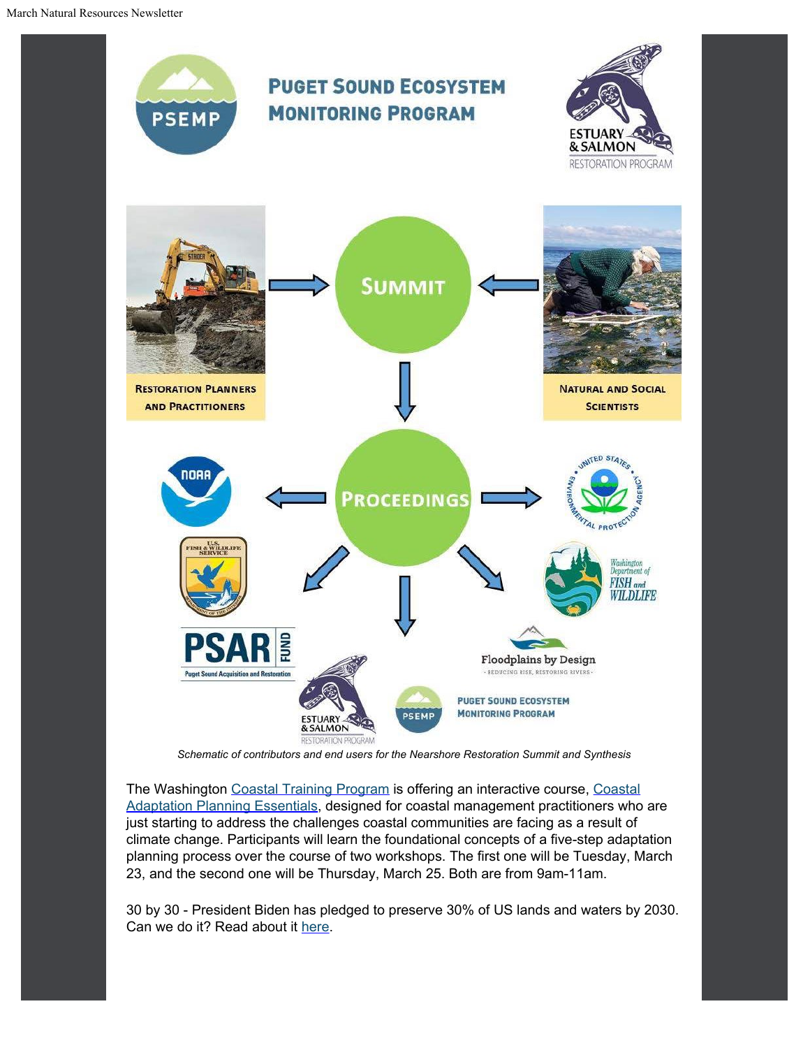*Schematic of contributors and end users for the Nearshore Restoration Summit and Synthesis*

The Washington Coastal Training Program is offering an interactive course, Coastal Adaptation Planning Essentials, designed for coastal management practitioners who are just starting to address the challenges coastal communities are facing as a result of climate change. Participants will learn the foundational concepts of a five-step adaptation planning process over the course of two workshops. The first one will be Tuesday, March 23, and the second one will be Thursday, March 25. Both are from 9am-11am.

30 by 30 - President Biden has pledged to preserve 30% of US lands and waters by 2030. Can we do it? Read about it here.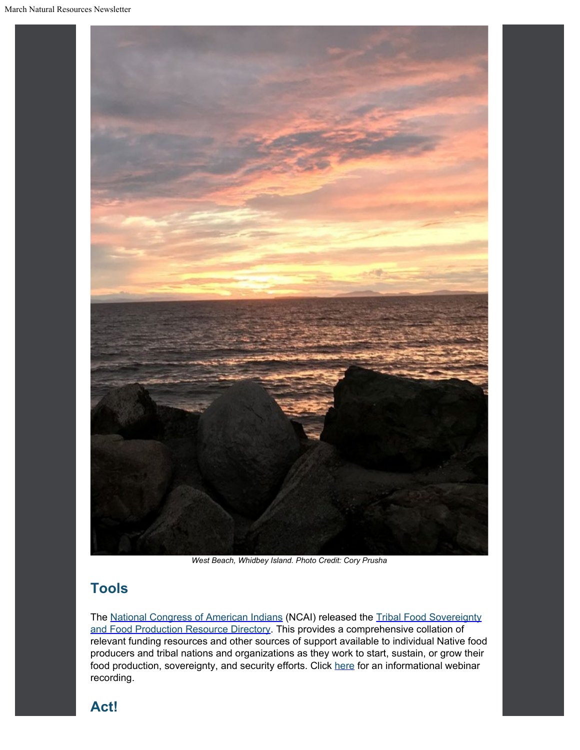*West Beach, Whidbey Island. Photo Credit: Cory Prusha*

## Tools

The National Congress of American Indians (NCAI) released the Tribal Food Sovereignty and Food Production Resource Directory. This provides a comprehensive collation of relevant funding resources and other sources of support available to individual Native food producers and tribal nations and organizations as they work to start, sustain, or grow their food production, sovereignty, and security efforts. Click here for an informational webinar recording.

## Act!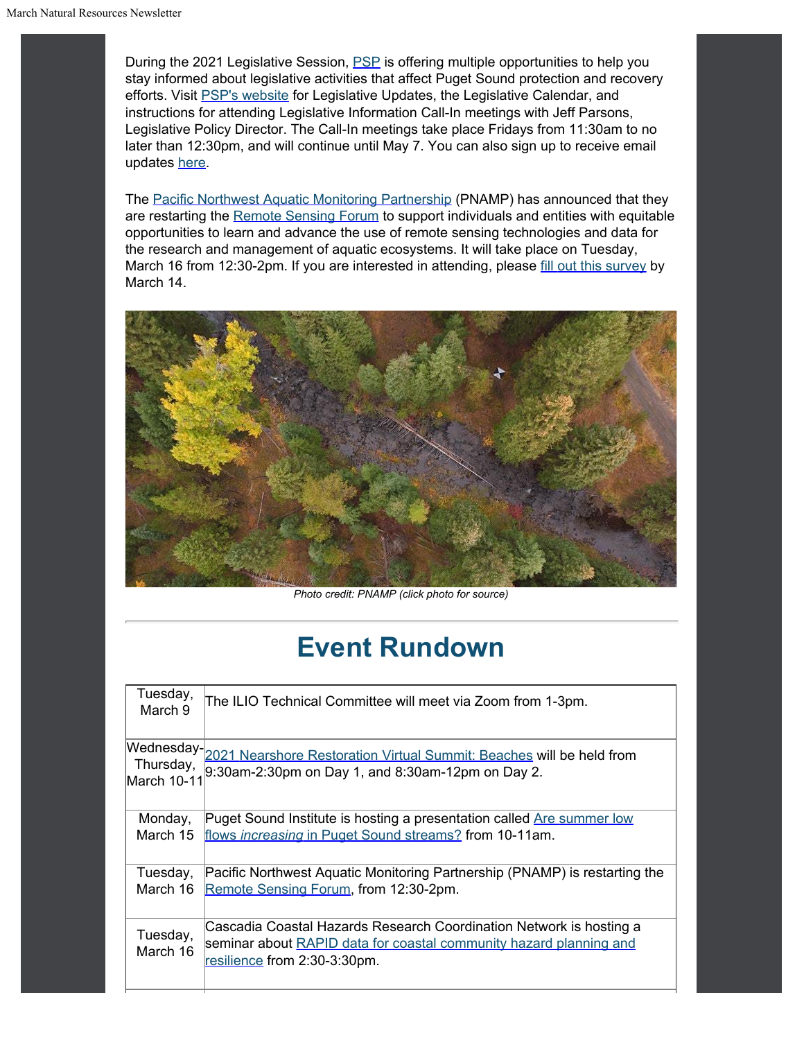During the 2021 Legislative Session, PSP is offering multiple opportunities to help you stay informed about legislative activities that affect Puget Sound protection and recovery efforts. Visit PSP's website for Legislative Updates, the Legislative Calendar, and instructions for attending Legislative Information Call-In meetings with Jeff Parsons, Legislative Policy Director. The Call-In meetings take place Fridays from 11:30am to no later than 12:30pm, and will continue until May 7. You can also sign up to receive email updates here.

The Pacific Northwest Aquatic Monitoring Partnership (PNAMP) has announced that they are restarting the Remote Sensing Forum to support individuals and entities with equitable opportunities to learn and advance the use of remote sensing technologies and data for the research and management of aquatic ecosystems. It will take place on Tuesday, March 16 from 12:30-2pm. If you are interested in attending, please fill out this survey by March 14.

*Photo credit: PNAMP (click photo for source)*

# Event Rundown

| Date | Event |
|---|---|
| Tuesday, March 9 | The ILIO Technical Committee will meet via Zoom from 1-3pm. |
| Wednesday-Thursday, March 10-11 | 2021 Nearshore Restoration Virtual Summit: Beaches will be held from 9:30am-2:30pm on Day 1, and 8:30am-12pm on Day 2. |
| Monday, March 15 | Puget Sound Institute is hosting a presentation called Are summer low flows *increasing* in Puget Sound streams? from 10-11am. |
| Tuesday, March 16 | Pacific Northwest Aquatic Monitoring Partnership (PNAMP) is restarting the Remote Sensing Forum, from 12:30-2pm. |
| Tuesday, March 16 | Cascadia Coastal Hazards Research Coordination Network is hosting a seminar about RAPID data for coastal community hazard planning and resilience from 2:30-3:30pm. |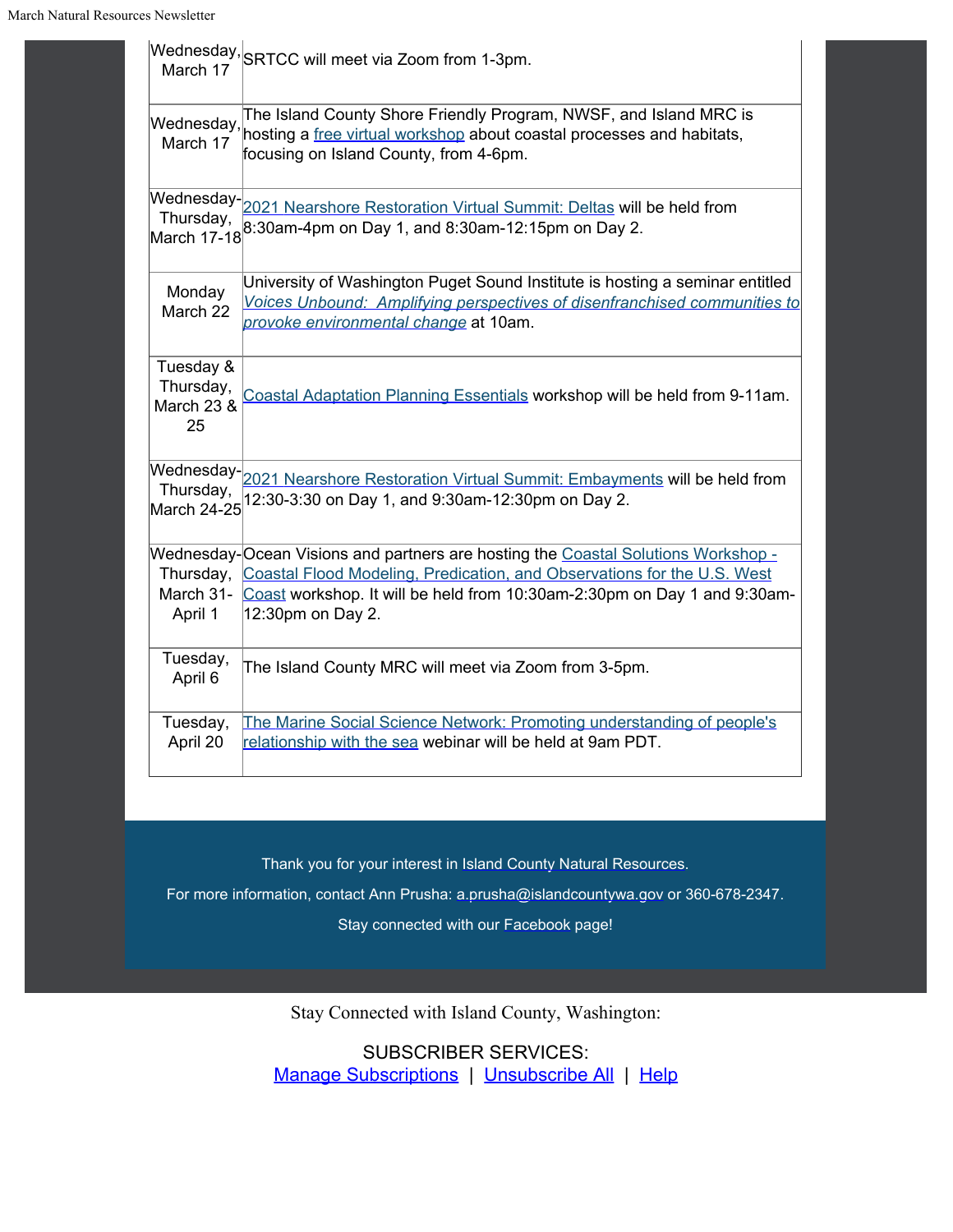| | |
|---|---|
| Wednesday, March 17 | SRTCC will meet via Zoom from 1-3pm. |
| Wednesday, March 17 | The Island County Shore Friendly Program, NWSF, and Island MRC is hosting a free virtual workshop about coastal processes and habitats, focusing on Island County, from 4-6pm. |
| Wednesday-Thursday, March 17-18 | 2021 Nearshore Restoration Virtual Summit: Deltas will be held from 8:30am-4pm on Day 1, and 8:30am-12:15pm on Day 2. |
| Monday March 22 | University of Washington Puget Sound Institute is hosting a seminar entitled *Voices Unbound: Amplifying perspectives of disenfranchised communities to provoke environmental change* at 10am. |
| Tuesday & Thursday, March 23 & 25 | Coastal Adaptation Planning Essentials workshop will be held from 9-11am. |
| Wednesday-Thursday, March 24-25 | 2021 Nearshore Restoration Virtual Summit: Embayments will be held from 12:30-3:30 on Day 1, and 9:30am-12:30pm on Day 2. |
| Wednesday-Thursday, March 31-April 1 | Ocean Visions and partners are hosting the Coastal Solutions Workshop - Coastal Flood Modeling, Predication, and Observations for the U.S. West Coast workshop. It will be held from 10:30am-2:30pm on Day 1 and 9:30am-12:30pm on Day 2. |
| Tuesday, April 6 | The Island County MRC will meet via Zoom from 3-5pm. |
| Tuesday, April 20 | The Marine Social Science Network: Promoting understanding of people's relationship with the sea webinar will be held at 9am PDT. |

Thank you for your interest in Island County Natural Resources.

For more information, contact Ann Prusha: a.prusha@islandcountywa.gov or 360-678-2347.

Stay connected with our Facebook page!

Stay Connected with Island County, Washington:

SUBSCRIBER SERVICES:
Manage Subscriptions | Unsubscribe All | Help